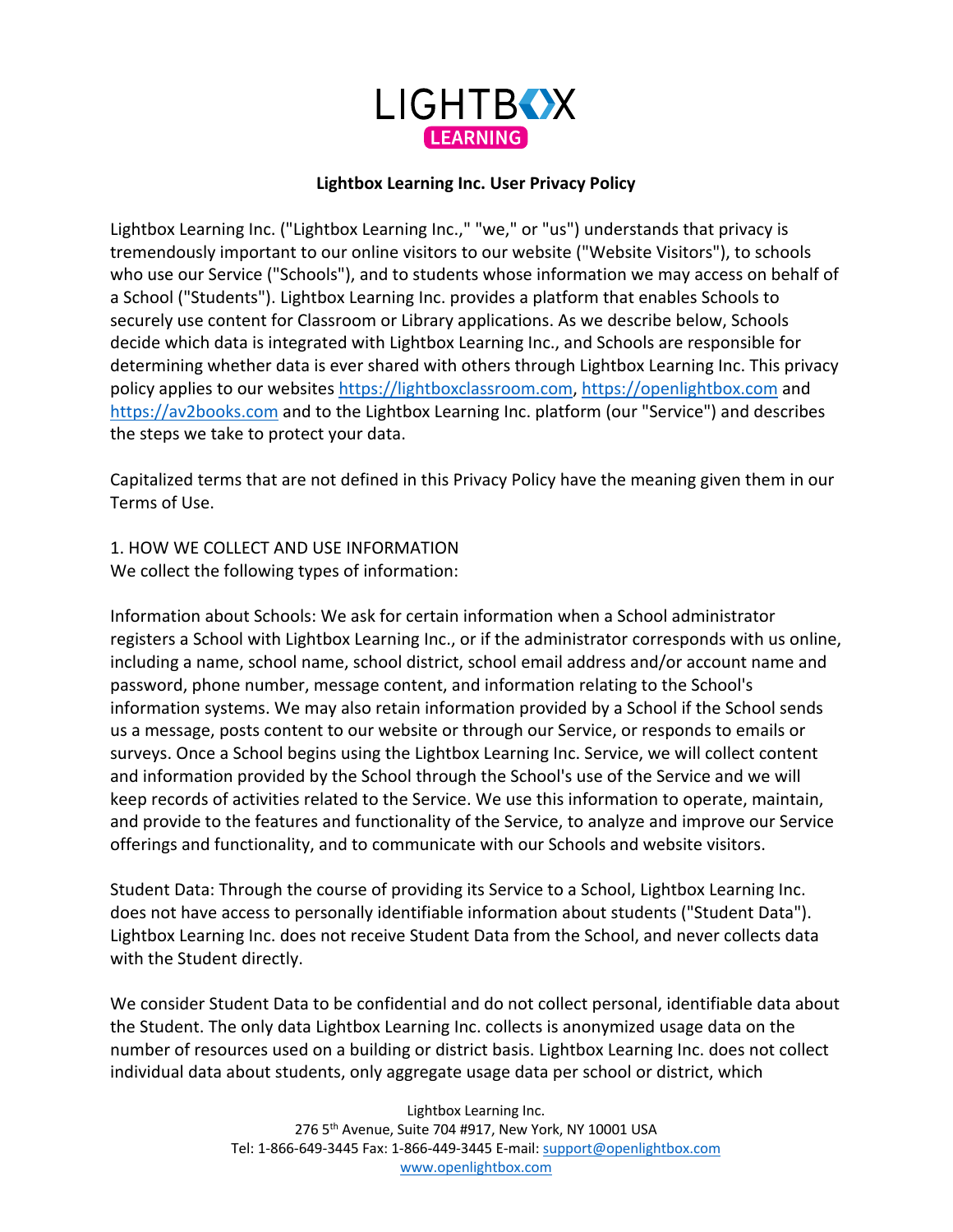LIGHTBOX LEARNING

**Lightbox Learning Inc. User Privacy Policy**

Lightbox Learning Inc. ("Lightbox Learning Inc.," "we," or "us") understands that privacy is tremendously important to our online visitors to our website ("Website Visitors"), to schools who use our Service ("Schools"), and to students whose information we may access on behalf of a School ("Students"). Lightbox Learning Inc. provides a platform that enables Schools to securely use content for Classroom or Library applications. As we describe below, Schools decide which data is integrated with Lightbox Learning Inc., and Schools are responsible for determining whether data is ever shared with others through Lightbox Learning Inc. This privacy policy applies to our websites https://lightboxclassroom.com, https://openlightbox.com and https://av2books.com and to the Lightbox Learning Inc. platform (our "Service") and describes the steps we take to protect your data.

Capitalized terms that are not defined in this Privacy Policy have the meaning given them in our Terms of Use.

1. HOW WE COLLECT AND USE INFORMATION
We collect the following types of information:

Information about Schools: We ask for certain information when a School administrator registers a School with Lightbox Learning Inc., or if the administrator corresponds with us online, including a name, school name, school district, school email address and/or account name and password, phone number, message content, and information relating to the School's information systems. We may also retain information provided by a School if the School sends us a message, posts content to our website or through our Service, or responds to emails or surveys. Once a School begins using the Lightbox Learning Inc. Service, we will collect content and information provided by the School through the School's use of the Service and we will keep records of activities related to the Service. We use this information to operate, maintain, and provide to the features and functionality of the Service, to analyze and improve our Service offerings and functionality, and to communicate with our Schools and website visitors.

Student Data: Through the course of providing its Service to a School, Lightbox Learning Inc. does not have access to personally identifiable information about students ("Student Data"). Lightbox Learning Inc. does not receive Student Data from the School, and never collects data with the Student directly.

We consider Student Data to be confidential and do not collect personal, identifiable data about the Student. The only data Lightbox Learning Inc. collects is anonymized usage data on the number of resources used on a building or district basis. Lightbox Learning Inc. does not collect individual data about students, only aggregate usage data per school or district, which

Lightbox Learning Inc.
276 5th Avenue, Suite 704 #917, New York, NY 10001 USA
Tel: 1-866-649-3445 Fax: 1-866-449-3445 E-mail: support@openlightbox.com
www.openlightbox.com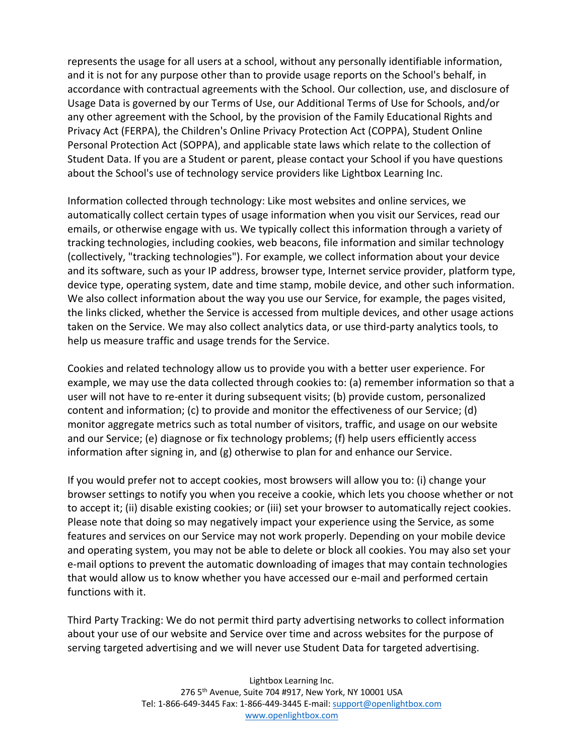represents the usage for all users at a school, without any personally identifiable information, and it is not for any purpose other than to provide usage reports on the School's behalf, in accordance with contractual agreements with the School. Our collection, use, and disclosure of Usage Data is governed by our Terms of Use, our Additional Terms of Use for Schools, and/or any other agreement with the School, by the provision of the Family Educational Rights and Privacy Act (FERPA), the Children's Online Privacy Protection Act (COPPA), Student Online Personal Protection Act (SOPPA), and applicable state laws which relate to the collection of Student Data. If you are a Student or parent, please contact your School if you have questions about the School's use of technology service providers like Lightbox Learning Inc.

Information collected through technology: Like most websites and online services, we automatically collect certain types of usage information when you visit our Services, read our emails, or otherwise engage with us. We typically collect this information through a variety of tracking technologies, including cookies, web beacons, file information and similar technology (collectively, "tracking technologies"). For example, we collect information about your device and its software, such as your IP address, browser type, Internet service provider, platform type, device type, operating system, date and time stamp, mobile device, and other such information. We also collect information about the way you use our Service, for example, the pages visited, the links clicked, whether the Service is accessed from multiple devices, and other usage actions taken on the Service. We may also collect analytics data, or use third-party analytics tools, to help us measure traffic and usage trends for the Service.

Cookies and related technology allow us to provide you with a better user experience. For example, we may use the data collected through cookies to: (a) remember information so that a user will not have to re-enter it during subsequent visits; (b) provide custom, personalized content and information; (c) to provide and monitor the effectiveness of our Service; (d) monitor aggregate metrics such as total number of visitors, traffic, and usage on our website and our Service; (e) diagnose or fix technology problems; (f) help users efficiently access information after signing in, and (g) otherwise to plan for and enhance our Service.

If you would prefer not to accept cookies, most browsers will allow you to: (i) change your browser settings to notify you when you receive a cookie, which lets you choose whether or not to accept it; (ii) disable existing cookies; or (iii) set your browser to automatically reject cookies. Please note that doing so may negatively impact your experience using the Service, as some features and services on our Service may not work properly. Depending on your mobile device and operating system, you may not be able to delete or block all cookies. You may also set your e-mail options to prevent the automatic downloading of images that may contain technologies that would allow us to know whether you have accessed our e-mail and performed certain functions with it.

Third Party Tracking: We do not permit third party advertising networks to collect information about your use of our website and Service over time and across websites for the purpose of serving targeted advertising and we will never use Student Data for targeted advertising.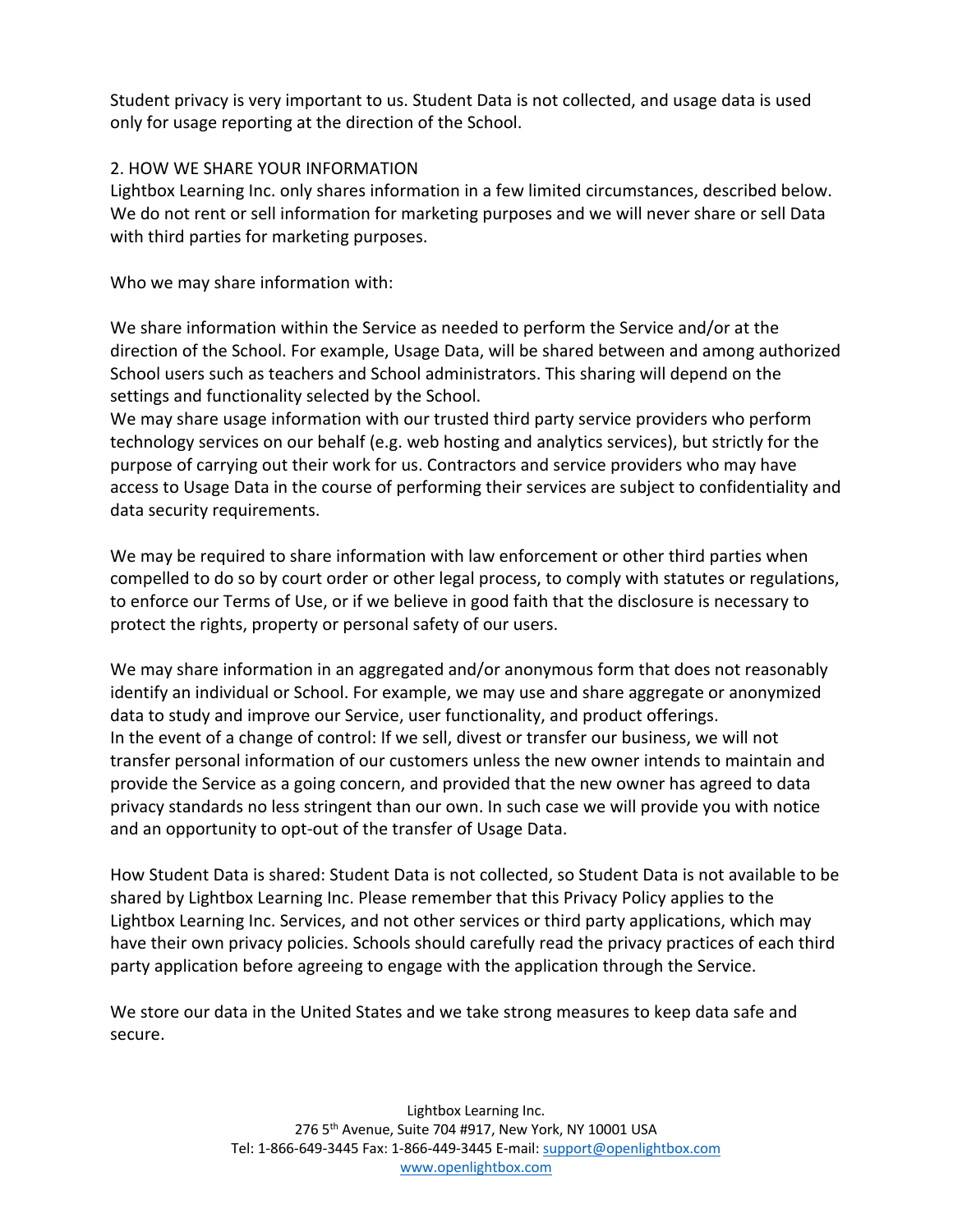Student privacy is very important to us. Student Data is not collected, and usage data is used only for usage reporting at the direction of the School.

## 2. HOW WE SHARE YOUR INFORMATION

Lightbox Learning Inc. only shares information in a few limited circumstances, described below. We do not rent or sell information for marketing purposes and we will never share or sell Data with third parties for marketing purposes.

Who we may share information with:

We share information within the Service as needed to perform the Service and/or at the direction of the School. For example, Usage Data, will be shared between and among authorized School users such as teachers and School administrators. This sharing will depend on the settings and functionality selected by the School.

We may share usage information with our trusted third party service providers who perform technology services on our behalf (e.g. web hosting and analytics services), but strictly for the purpose of carrying out their work for us. Contractors and service providers who may have access to Usage Data in the course of performing their services are subject to confidentiality and data security requirements.

We may be required to share information with law enforcement or other third parties when compelled to do so by court order or other legal process, to comply with statutes or regulations, to enforce our Terms of Use, or if we believe in good faith that the disclosure is necessary to protect the rights, property or personal safety of our users.

We may share information in an aggregated and/or anonymous form that does not reasonably identify an individual or School. For example, we may use and share aggregate or anonymized data to study and improve our Service, user functionality, and product offerings.

In the event of a change of control: If we sell, divest or transfer our business, we will not transfer personal information of our customers unless the new owner intends to maintain and provide the Service as a going concern, and provided that the new owner has agreed to data privacy standards no less stringent than our own. In such case we will provide you with notice and an opportunity to opt-out of the transfer of Usage Data.

How Student Data is shared: Student Data is not collected, so Student Data is not available to be shared by Lightbox Learning Inc. Please remember that this Privacy Policy applies to the Lightbox Learning Inc. Services, and not other services or third party applications, which may have their own privacy policies. Schools should carefully read the privacy practices of each third party application before agreeing to engage with the application through the Service.

We store our data in the United States and we take strong measures to keep data safe and secure.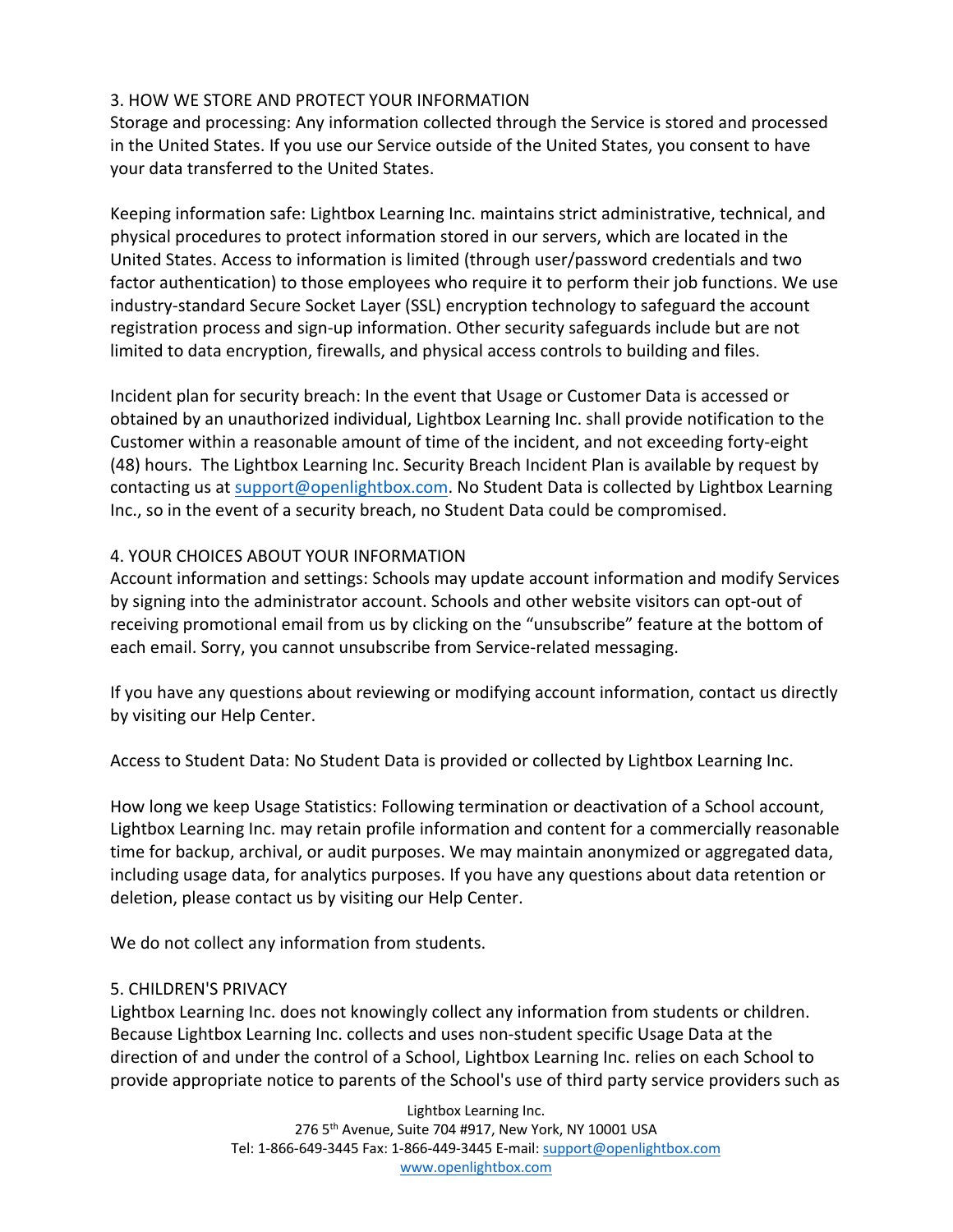## 3. HOW WE STORE AND PROTECT YOUR INFORMATION

Storage and processing: Any information collected through the Service is stored and processed in the United States. If you use our Service outside of the United States, you consent to have your data transferred to the United States.

Keeping information safe: Lightbox Learning Inc. maintains strict administrative, technical, and physical procedures to protect information stored in our servers, which are located in the United States. Access to information is limited (through user/password credentials and two factor authentication) to those employees who require it to perform their job functions. We use industry-standard Secure Socket Layer (SSL) encryption technology to safeguard the account registration process and sign-up information. Other security safeguards include but are not limited to data encryption, firewalls, and physical access controls to building and files.

Incident plan for security breach: In the event that Usage or Customer Data is accessed or obtained by an unauthorized individual, Lightbox Learning Inc. shall provide notification to the Customer within a reasonable amount of time of the incident, and not exceeding forty-eight (48) hours. The Lightbox Learning Inc. Security Breach Incident Plan is available by request by contacting us at [support@openlightbox.com](mailto:support@openlightbox.com). No Student Data is collected by Lightbox Learning Inc., so in the event of a security breach, no Student Data could be compromised.

## 4. YOUR CHOICES ABOUT YOUR INFORMATION

Account information and settings: Schools may update account information and modify Services by signing into the administrator account. Schools and other website visitors can opt-out of receiving promotional email from us by clicking on the “unsubscribe” feature at the bottom of each email. Sorry, you cannot unsubscribe from Service-related messaging.

If you have any questions about reviewing or modifying account information, contact us directly by visiting our Help Center.

Access to Student Data: No Student Data is provided or collected by Lightbox Learning Inc.

How long we keep Usage Statistics: Following termination or deactivation of a School account, Lightbox Learning Inc. may retain profile information and content for a commercially reasonable time for backup, archival, or audit purposes. We may maintain anonymized or aggregated data, including usage data, for analytics purposes. If you have any questions about data retention or deletion, please contact us by visiting our Help Center.

We do not collect any information from students.

## 5. CHILDREN'S PRIVACY

Lightbox Learning Inc. does not knowingly collect any information from students or children. Because Lightbox Learning Inc. collects and uses non-student specific Usage Data at the direction of and under the control of a School, Lightbox Learning Inc. relies on each School to provide appropriate notice to parents of the School's use of third party service providers such as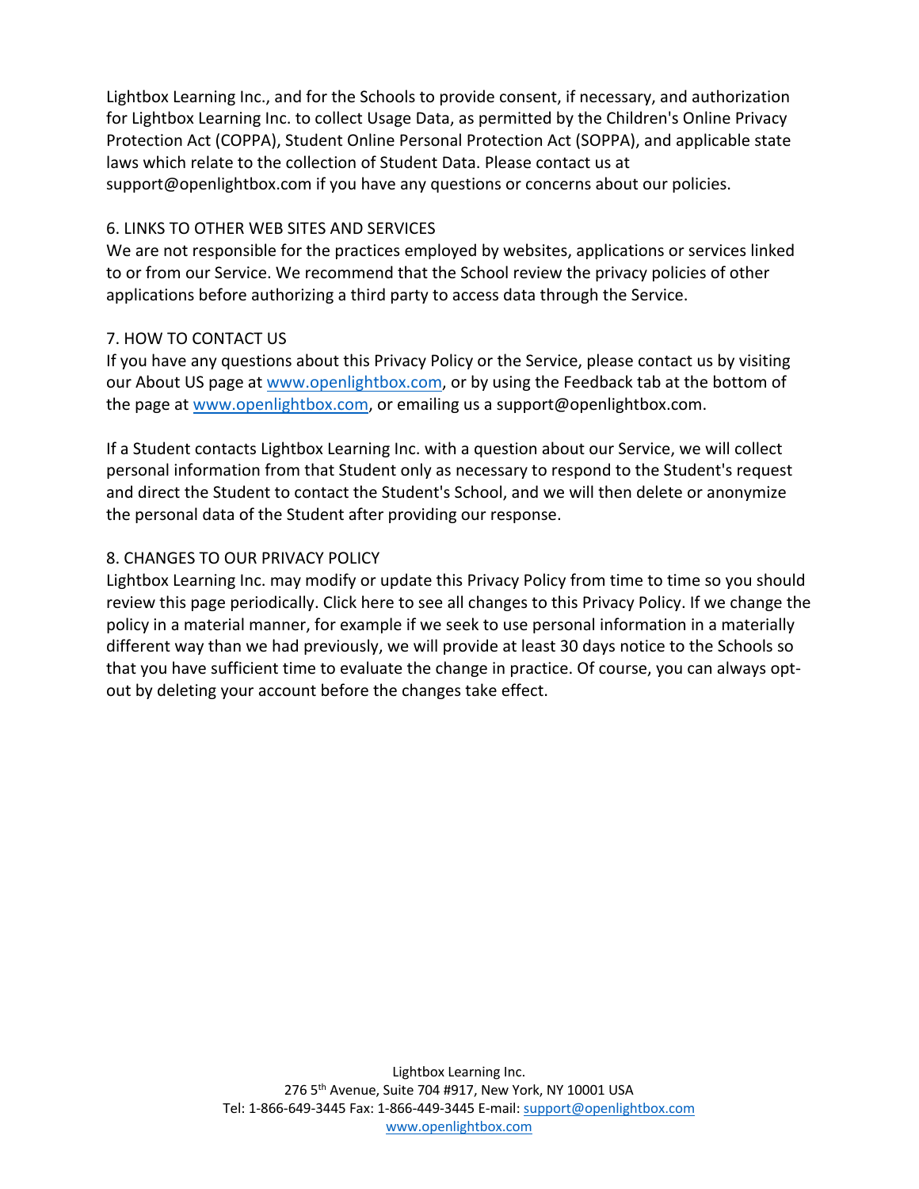Lightbox Learning Inc., and for the Schools to provide consent, if necessary, and authorization for Lightbox Learning Inc. to collect Usage Data, as permitted by the Children's Online Privacy Protection Act (COPPA), Student Online Personal Protection Act (SOPPA), and applicable state laws which relate to the collection of Student Data. Please contact us at support@openlightbox.com if you have any questions or concerns about our policies.

## 6. LINKS TO OTHER WEB SITES AND SERVICES

We are not responsible for the practices employed by websites, applications or services linked to or from our Service. We recommend that the School review the privacy policies of other applications before authorizing a third party to access data through the Service.

## 7. HOW TO CONTACT US

If you have any questions about this Privacy Policy or the Service, please contact us by visiting our About US page at [www.openlightbox.com](http://www.openlightbox.com), or by using the Feedback tab at the bottom of the page at [www.openlightbox.com](http://www.openlightbox.com), or emailing us a support@openlightbox.com.

If a Student contacts Lightbox Learning Inc. with a question about our Service, we will collect personal information from that Student only as necessary to respond to the Student's request and direct the Student to contact the Student's School, and we will then delete or anonymize the personal data of the Student after providing our response.

## 8. CHANGES TO OUR PRIVACY POLICY

Lightbox Learning Inc. may modify or update this Privacy Policy from time to time so you should review this page periodically. Click here to see all changes to this Privacy Policy. If we change the policy in a material manner, for example if we seek to use personal information in a materially different way than we had previously, we will provide at least 30 days notice to the Schools so that you have sufficient time to evaluate the change in practice. Of course, you can always opt-out by deleting your account before the changes take effect.